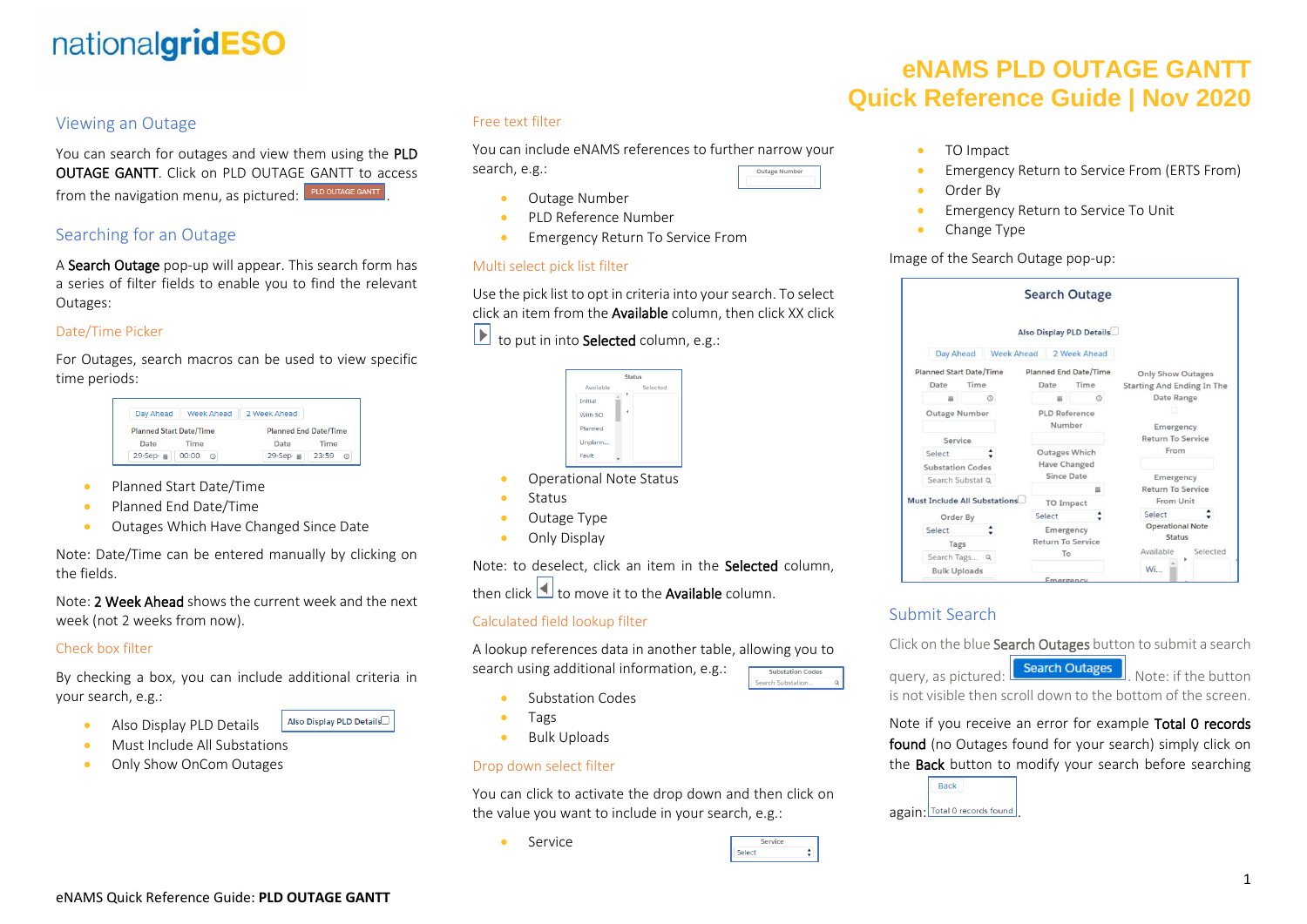nationalgridESO

# eNAMS PLD OUTAGE GANTT
# Quick Reference Guide | Nov 2020

## Viewing an Outage

You can search for outages and view them using the **PLD OUTAGE GANTT**. Click on PLD OUTAGE GANTT to access from the navigation menu, as pictured: PLD OUTAGE GANTT.

## Searching for an Outage

A **Search Outage** pop-up will appear. This search form has a series of filter fields to enable you to find the relevant Outages:

### Date/Time Picker

For Outages, search macros can be used to view specific time periods:

- Planned Start Date/Time
- Planned End Date/Time
- Outages Which Have Changed Since Date

Note: Date/Time can be entered manually by clicking on the fields.

Note: **2 Week Ahead** shows the current week and the next week (not 2 weeks from now).

### Check box filter

By checking a box, you can include additional criteria in your search, e.g.:

- Also Display PLD Details
- Must Include All Substations
- Only Show OnCom Outages

### Free text filter

You can include eNAMS references to further narrow your search, e.g.:

- Outage Number
- PLD Reference Number
- Emergency Return To Service From

### Multi select pick list filter

Use the pick list to opt in criteria into your search. To select click an item from the **Available** column, then click XX click ▶ to put in into **Selected** column, e.g.:

- Operational Note Status
- Status
- Outage Type
- Only Display

Note: to deselect, click an item in the **Selected** column, then click ◀ to move it to the **Available** column.

### Calculated field lookup filter

A lookup references data in another table, allowing you to search using additional information, e.g.:

- Substation Codes
- Tags
- Bulk Uploads

### Drop down select filter

You can click to activate the drop down and then click on the value you want to include in your search, e.g.:

- Service
- TO Impact
- Emergency Return to Service From (ERTS From)
- Order By
- Emergency Return to Service To Unit
- Change Type

Image of the Search Outage pop-up:

## Submit Search

Click on the blue **Search Outages** button to submit a search query, as pictured: Search Outages. Note: if the button is not visible then scroll down to the bottom of the screen.

Note if you receive an error for example **Total 0 records found** (no Outages found for your search) simply click on the **Back** button to modify your search before searching again: Back / Total 0 records found.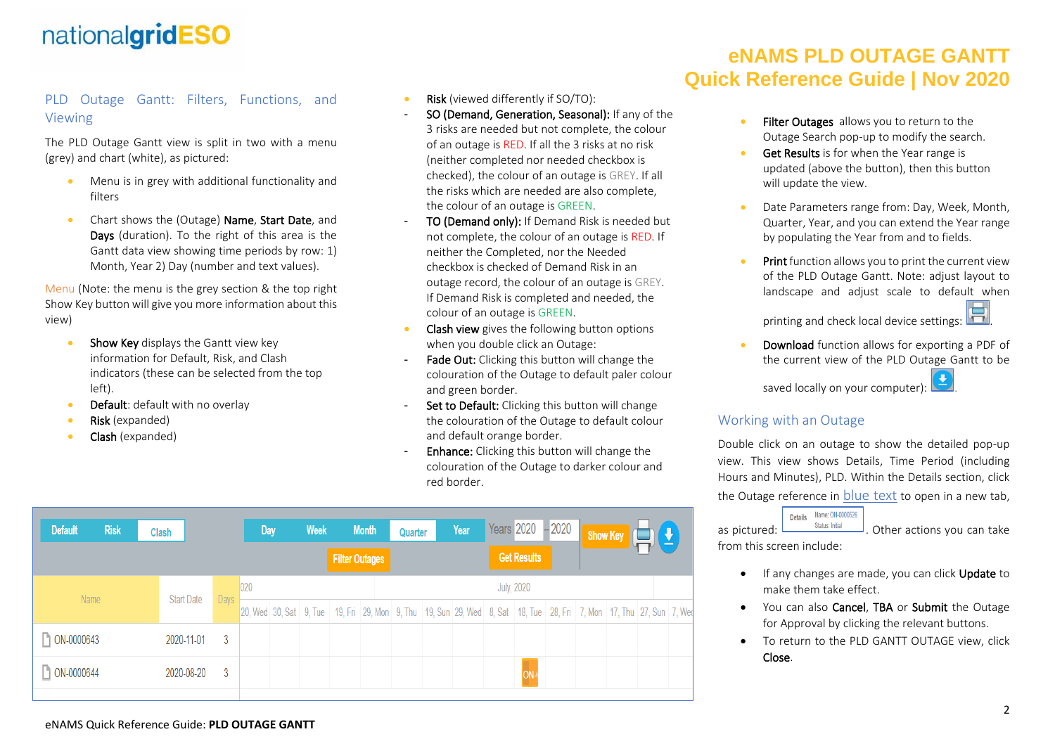# eNAMS PLD OUTAGE GANTT
# Quick Reference Guide | Nov 2020

## PLD Outage Gantt: Filters, Functions, and Viewing

The PLD Outage Gantt view is split in two with a menu (grey) and chart (white), as pictured:

- Menu is in grey with additional functionality and filters
- Chart shows the (Outage) **Name**, **Start Date**, and **Days** (duration). To the right of this area is the Gantt data view showing time periods by row: 1) Month, Year 2) Day (number and text values).

Menu (Note: the menu is the grey section & the top right Show Key button will give you more information about this view)

- **Show Key** displays the Gantt view key information for Default, Risk, and Clash indicators (these can be selected from the top left).
- **Default**: default with no overlay
- **Risk** (expanded)
- **Clash** (expanded)
- **Risk** (viewed differently if SO/TO):
  - **SO (Demand, Generation, Seasonal):** If any of the 3 risks are needed but not complete, the colour of an outage is RED. If all the 3 risks at no risk (neither completed nor needed checkbox is checked), the colour of an outage is GREY. If all the risks which are needed are also complete, the colour of an outage is GREEN.
  - **TO (Demand only):** If Demand Risk is needed but not complete, the colour of an outage is RED. If neither the Completed, nor the Needed checkbox is checked of Demand Risk in an outage record, the colour of an outage is GREY. If Demand Risk is completed and needed, the colour of an outage is GREEN.
- **Clash view** gives the following button options when you double click an Outage:
  - **Fade Out:** Clicking this button will change the colouration of the Outage to default paler colour and green border.
  - **Set to Default:** Clicking this button will change the colouration of the Outage to default colour and default orange border.
  - **Enhance:** Clicking this button will change the colouration of the Outage to darker colour and red border.

Default Risk Clash | Day Week Month Quarter Year | Years 2020 – 2020 | Show Key
Filter Outages | Get Results

| Name | Start Date | Days |
|---|---|---|
| ON-0000643 | 2020-11-01 | 3 |
| ON-0000644 | 2020-08-20 | 3 |

- **Filter Outages** allows you to return to the Outage Search pop-up to modify the search.
- **Get Results** is for when the Year range is updated (above the button), then this button will update the view.
- Date Parameters range from: Day, Week, Month, Quarter, Year, and you can extend the Year range by populating the Year from and to fields.
- **Print** function allows you to print the current view of the PLD Outage Gantt. Note: adjust layout to landscape and adjust scale to default when printing and check local device settings: .
- **Download** function allows for exporting a PDF of the current view of the PLD Outage Gantt to be saved locally on your computer): .

## Working with an Outage

Double click on an outage to show the detailed pop-up view. This view shows Details, Time Period (including Hours and Minutes), PLD. Within the Details section, click the Outage reference in blue text to open in a new tab, as pictured: Details Name: ON-0000526 Status: Initial. Other actions you can take from this screen include:

- If any changes are made, you can click **Update** to make them take effect.
- You can also **Cancel**, **TBA** or **Submit** the Outage for Approval by clicking the relevant buttons.
- To return to the PLD GANTT OUTAGE view, click **Close**.